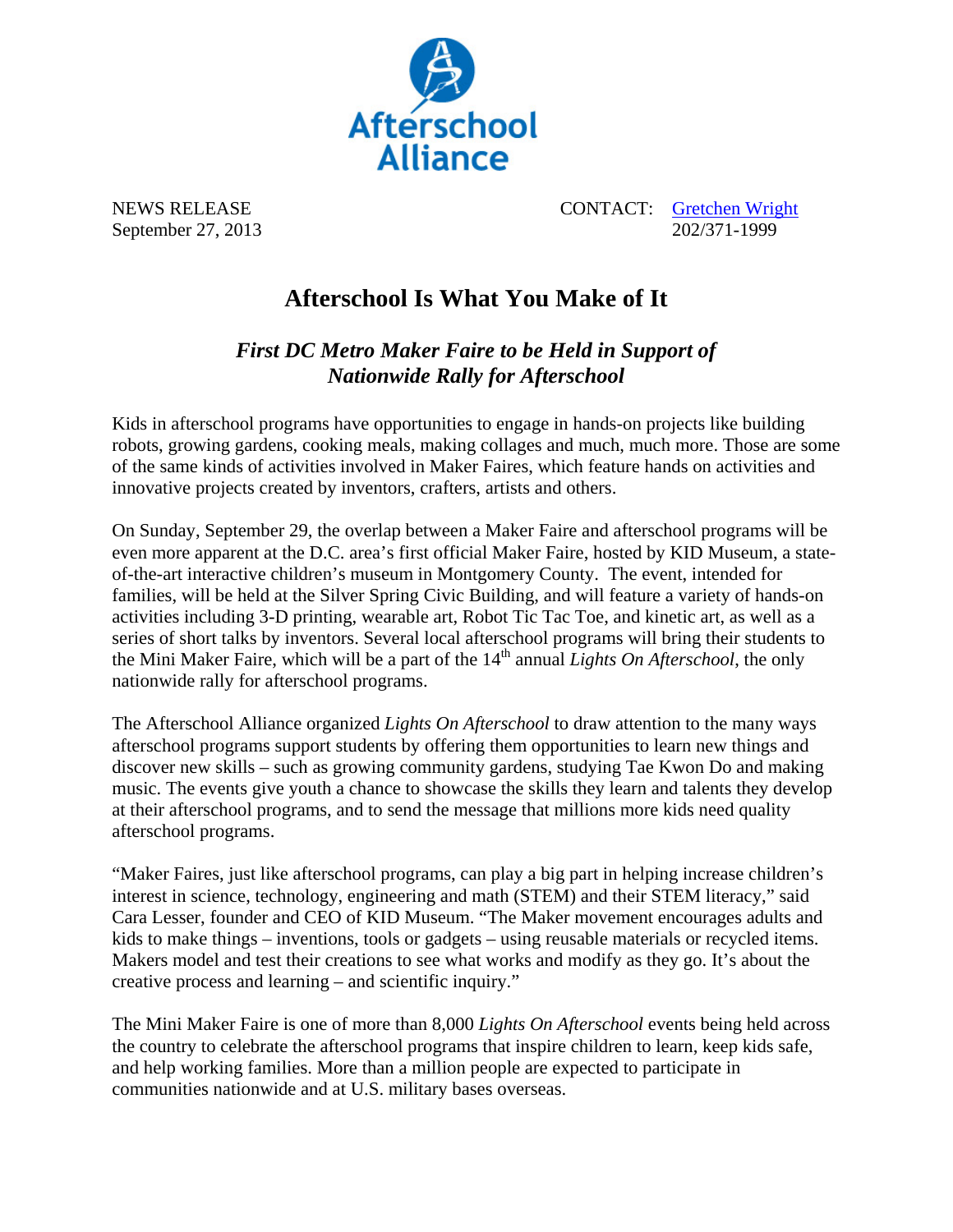Afterschool Alliance

NEWS RELEASE
September 27, 2013

CONTACT: Gretchen Wright
202/371-1999

# Afterschool Is What You Make of It

## *First DC Metro Maker Faire to be Held in Support of Nationwide Rally for Afterschool*

Kids in afterschool programs have opportunities to engage in hands-on projects like building robots, growing gardens, cooking meals, making collages and much, much more. Those are some of the same kinds of activities involved in Maker Faires, which feature hands on activities and innovative projects created by inventors, crafters, artists and others.

On Sunday, September 29, the overlap between a Maker Faire and afterschool programs will be even more apparent at the D.C. area's first official Maker Faire, hosted by KID Museum, a state-of-the-art interactive children's museum in Montgomery County. The event, intended for families, will be held at the Silver Spring Civic Building, and will feature a variety of hands-on activities including 3-D printing, wearable art, Robot Tic Tac Toe, and kinetic art, as well as a series of short talks by inventors. Several local afterschool programs will bring their students to the Mini Maker Faire, which will be a part of the 14th annual *Lights On Afterschool*, the only nationwide rally for afterschool programs.

The Afterschool Alliance organized *Lights On Afterschool* to draw attention to the many ways afterschool programs support students by offering them opportunities to learn new things and discover new skills – such as growing community gardens, studying Tae Kwon Do and making music. The events give youth a chance to showcase the skills they learn and talents they develop at their afterschool programs, and to send the message that millions more kids need quality afterschool programs.

"Maker Faires, just like afterschool programs, can play a big part in helping increase children's interest in science, technology, engineering and math (STEM) and their STEM literacy," said Cara Lesser, founder and CEO of KID Museum. "The Maker movement encourages adults and kids to make things – inventions, tools or gadgets – using reusable materials or recycled items. Makers model and test their creations to see what works and modify as they go. It's about the creative process and learning – and scientific inquiry."

The Mini Maker Faire is one of more than 8,000 *Lights On Afterschool* events being held across the country to celebrate the afterschool programs that inspire children to learn, keep kids safe, and help working families. More than a million people are expected to participate in communities nationwide and at U.S. military bases overseas.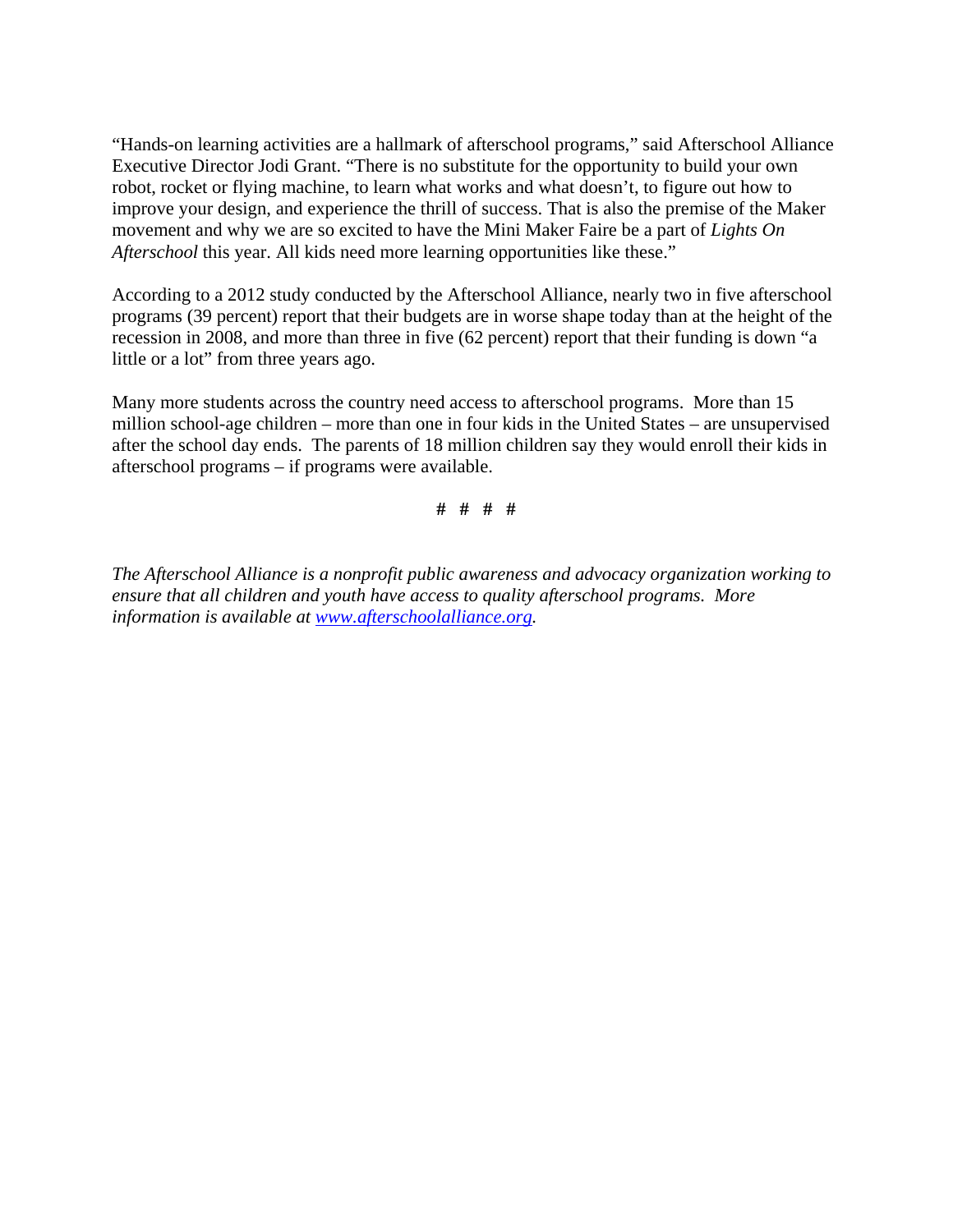"Hands-on learning activities are a hallmark of afterschool programs," said Afterschool Alliance Executive Director Jodi Grant. "There is no substitute for the opportunity to build your own robot, rocket or flying machine, to learn what works and what doesn't, to figure out how to improve your design, and experience the thrill of success. That is also the premise of the Maker movement and why we are so excited to have the Mini Maker Faire be a part of *Lights On Afterschool* this year. All kids need more learning opportunities like these."

According to a 2012 study conducted by the Afterschool Alliance, nearly two in five afterschool programs (39 percent) report that their budgets are in worse shape today than at the height of the recession in 2008, and more than three in five (62 percent) report that their funding is down "a little or a lot" from three years ago.

Many more students across the country need access to afterschool programs. More than 15 million school-age children – more than one in four kids in the United States – are unsupervised after the school day ends. The parents of 18 million children say they would enroll their kids in afterschool programs – if programs were available.

# # # #

*The Afterschool Alliance is a nonprofit public awareness and advocacy organization working to ensure that all children and youth have access to quality afterschool programs. More information is available at [www.afterschoolalliance.org](http://www.afterschoolalliance.org).*